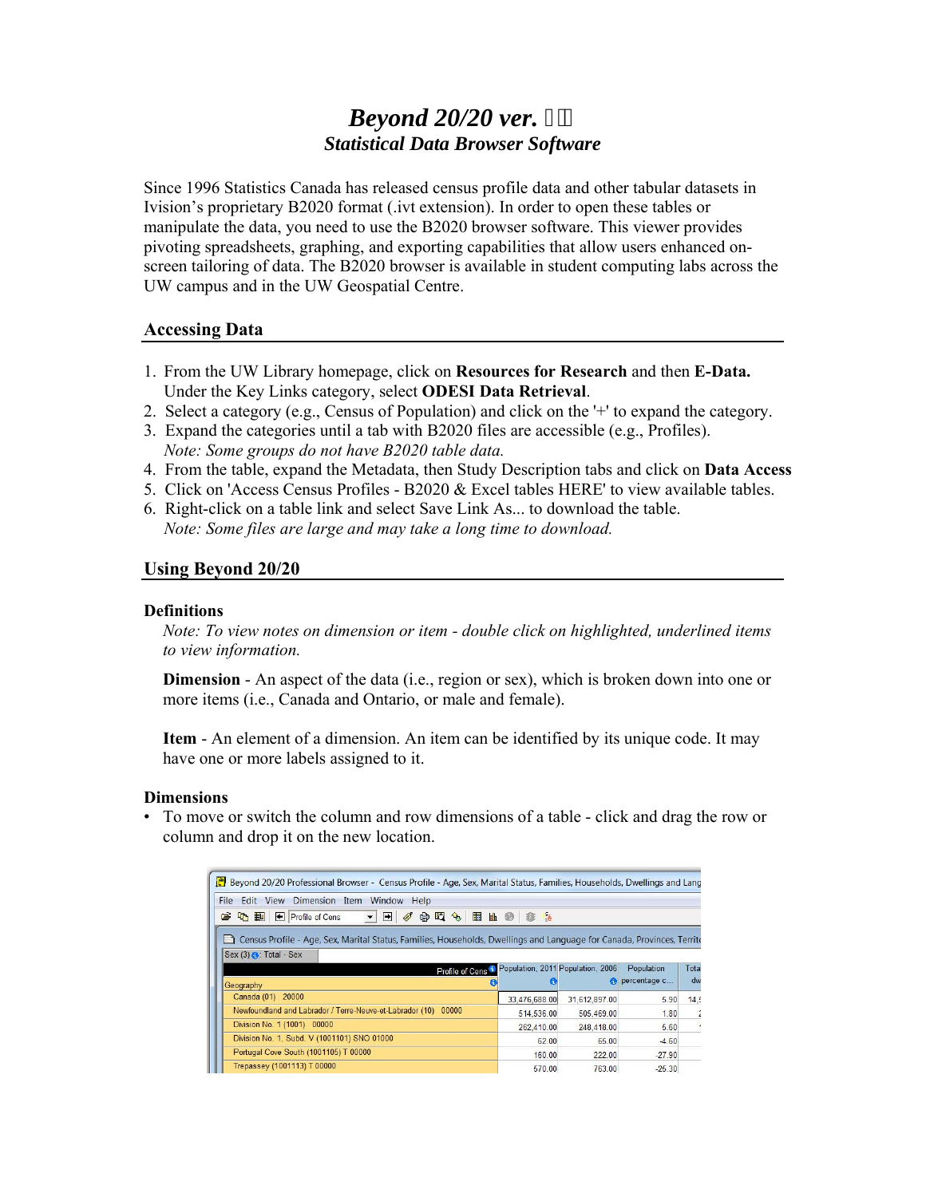# *Beyond 20/20 ver.*
## *Statistical Data Browser Software*

Since 1996 Statistics Canada has released census profile data and other tabular datasets in Ivision's proprietary B2020 format (.ivt extension). In order to open these tables or manipulate the data, you need to use the B2020 browser software. This viewer provides pivoting spreadsheets, graphing, and exporting capabilities that allow users enhanced on-screen tailoring of data. The B2020 browser is available in student computing labs across the UW campus and in the UW Geospatial Centre.

## Accessing Data

1. From the UW Library homepage, click on **Resources for Research** and then **E-Data.** Under the Key Links category, select **ODESI Data Retrieval**.
2. Select a category (e.g., Census of Population) and click on the '+' to expand the category.
3. Expand the categories until a tab with B2020 files are accessible (e.g., Profiles). *Note: Some groups do not have B2020 table data.*
4. From the table, expand the Metadata, then Study Description tabs and click on **Data Access**
5. Click on 'Access Census Profiles - B2020 & Excel tables HERE' to view available tables.
6. Right-click on a table link and select Save Link As... to download the table. *Note: Some files are large and may take a long time to download.*

## Using Beyond 20/20

### Definitions

*Note: To view notes on dimension or item - double click on highlighted, underlined items to view information.*

**Dimension** - An aspect of the data (i.e., region or sex), which is broken down into one or more items (i.e., Canada and Ontario, or male and female).

**Item** - An element of a dimension. An item can be identified by its unique code. It may have one or more labels assigned to it.

### Dimensions

- To move or switch the column and row dimensions of a table - click and drag the row or column and drop it on the new location.

Beyond 20/20 Professional Browser - Census Profile - Age, Sex, Marital Status, Families, Households, Dwellings and Lang

File Edit View Dimension Item Window Help

Census Profile - Age, Sex, Marital Status, Families, Households, Dwellings and Language for Canada, Provinces, Territ

Sex (3): Total - Sex

| Geography / Profile of Cens | Population, 2011 | Population, 2006 | Population percentage c... | Tota dw |
|---|---|---|---|---|
| Canada (01) 20000 | 33,476,688.00 | 31,612,897.00 | 5.90 | 14, |
| Newfoundland and Labrador / Terre-Neuve-et-Labrador (10) 00000 | 514,536.00 | 505,469.00 | 1.80 | 2 |
| Division No. 1 (1001) 00000 | 262,410.00 | 248,418.00 | 5.60 | |
| Division No. 1, Subd. V (1001101) SNO 01000 | 62.00 | 65.00 | -4.60 | |
| Portugal Cove South (1001105) T 00000 | 160.00 | 222.00 | -27.90 | |
| Trepassey (1001113) T 00000 | 570.00 | 763.00 | -25.30 | |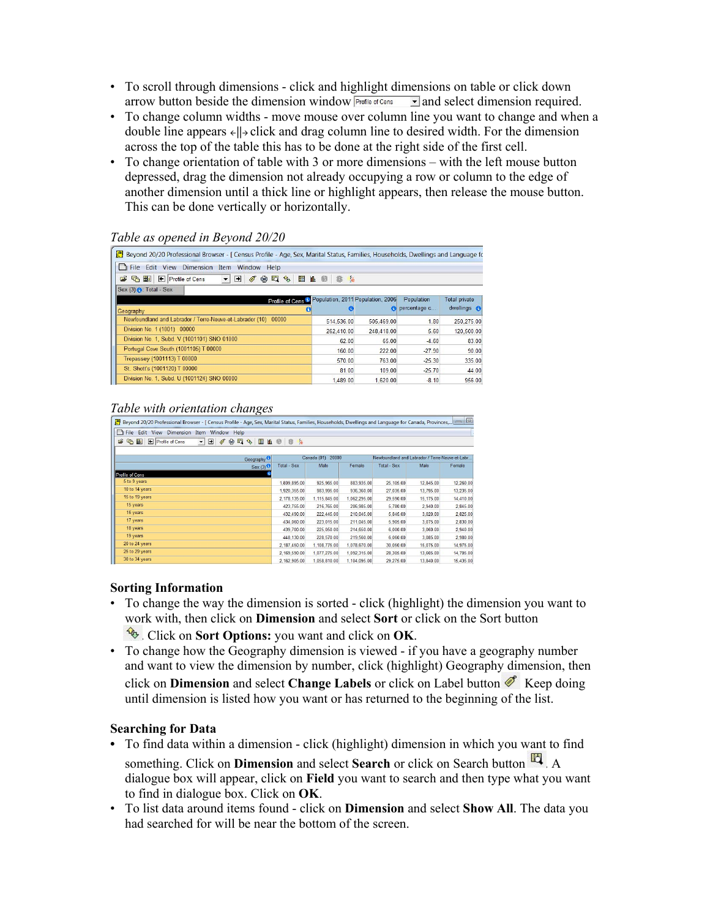- To scroll through dimensions - click and highlight dimensions on table or click down arrow button beside the dimension window Profile of Cens and select dimension required.
- To change column widths - move mouse over column line you want to change and when a double line appears ←||→ click and drag column line to desired width. For the dimension across the top of the table this has to be done at the right side of the first cell.
- To change orientation of table with 3 or more dimensions – with the left mouse button depressed, drag the dimension not already occupying a row or column to the edge of another dimension until a thick line or highlight appears, then release the mouse button. This can be done vertically or horizontally.

*Table as opened in Beyond 20/20*

| Geography / Profile of Cens | Population, 2011 | Population, 2006 | Population percentage c... | Total private dwellings |
|---|---|---|---|---|
| Newfoundland and Labrador / Terre-Neuve-et-Labrador (10) 00000 | 514,536.00 | 505,469.00 | 1.80 | 250,275.00 |
| Division No. 1 (1001) 00000 | 262,410.00 | 248,418.00 | 5.60 | 120,500.00 |
| Division No. 1, Subd. V (1001101) SNO 01000 | 62.00 | 65.00 | -4.60 | 83.00 |
| Portugal Cove South (1001105) T 00000 | 160.00 | 222.00 | -27.90 | 90.00 |
| Trepassey (1001113) T 00000 | 570.00 | 763.00 | -25.30 | 335.00 |
| St. Shott's (1001120) T 00000 | 81.00 | 109.00 | -25.70 | 44.00 |
| Division No. 1, Subd. U (1001124) SNO 00000 | 1,489.00 | 1,620.00 | -8.10 | 956.00 |

*Table with orientation changes*

| Geography | Canada (01) 20000 | | | Newfoundland and Labrador / Terre-Neuve-et-Labr... | | |
|---|---|---|---|---|---|---|
| Sex (3) / Profile of Cens | Total - Sex | Male | Female | Total - Sex | Male | Female |
| 5 to 9 years | 1,809,895.00 | 925,965.00 | 883,935.00 | 25,105.00 | 12,845.00 | 12,260.00 |
| 10 to 14 years | 1,920,355.00 | 983,995.00 | 936,360.00 | 27,035.00 | 13,795.00 | 13,235.00 |
| 15 to 19 years | 2,178,135.00 | 1,115,845.00 | 1,062,295.00 | 29,590.00 | 15,175.00 | 14,410.00 |
| 15 years | 423,755.00 | 216,765.00 | 206,985.00 | 5,780.00 | 2,940.00 | 2,845.00 |
| 16 years | 432,490.00 | 222,445.00 | 210,045.00 | 5,845.00 | 3,020.00 | 2,825.00 |
| 17 years | 434,060.00 | 223,015.00 | 211,045.00 | 5,905.00 | 3,075.00 | 2,830.00 |
| 18 years | 439,700.00 | 225,050.00 | 214,650.00 | 6,000.00 | 3,060.00 | 2,940.00 |
| 19 years | 448,130.00 | 228,570.00 | 219,560.00 | 6,060.00 | 3,085.00 | 2,980.00 |
| 20 to 24 years | 2,187,450.00 | 1,108,775.00 | 1,078,670.00 | 30,050.00 | 15,075.00 | 14,975.00 |
| 25 to 29 years | 2,169,590.00 | 1,077,275.00 | 1,092,315.00 | 28,305.00 | 13,605.00 | 14,705.00 |
| 30 to 34 years | 2,162,905.00 | 1,058,810.00 | 1,104,095.00 | 29,275.00 | 13,840.00 | 15,435.00 |

## Sorting Information

- To change the way the dimension is sorted - click (highlight) the dimension you want to work with, then click on **Dimension** and select **Sort** or click on the Sort button . Click on **Sort Options:** you want and click on **OK**.
- To change how the Geography dimension is viewed - if you have a geography number and want to view the dimension by number, click (highlight) Geography dimension, then click on **Dimension** and select **Change Labels** or click on Label button . Keep doing until dimension is listed how you want or has returned to the beginning of the list.

## Searching for Data

- To find data within a dimension - click (highlight) dimension in which you want to find something. Click on **Dimension** and select **Search** or click on Search button . A dialogue box will appear, click on **Field** you want to search and then type what you want to find in dialogue box. Click on **OK**.
- To list data around items found - click on **Dimension** and select **Show All**. The data you had searched for will be near the bottom of the screen.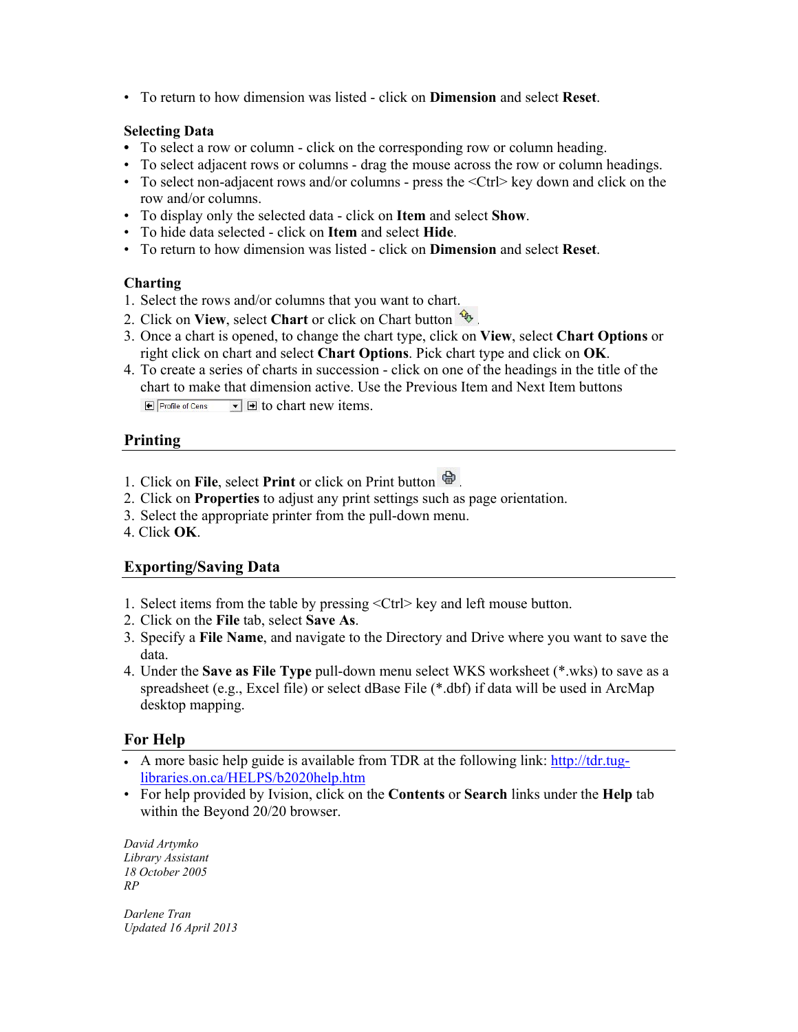- To return to how dimension was listed - click on **Dimension** and select **Reset**.

**Selecting Data**

- To select a row or column - click on the corresponding row or column heading.
- To select adjacent rows or columns - drag the mouse across the row or column headings.
- To select non-adjacent rows and/or columns - press the <Ctrl> key down and click on the row and/or columns.
- To display only the selected data - click on **Item** and select **Show**.
- To hide data selected - click on **Item** and select **Hide**.
- To return to how dimension was listed - click on **Dimension** and select **Reset**.

**Charting**

1. Select the rows and/or columns that you want to chart.
2. Click on **View**, select **Chart** or click on Chart button .
3. Once a chart is opened, to change the chart type, click on **View**, select **Chart Options** or right click on chart and select **Chart Options**. Pick chart type and click on **OK**.
4. To create a series of charts in succession - click on one of the headings in the title of the chart to make that dimension active. Use the Previous Item and Next Item buttons Profile of Cens to chart new items.

## Printing

1. Click on **File**, select **Print** or click on Print button .
2. Click on **Properties** to adjust any print settings such as page orientation.
3. Select the appropriate printer from the pull-down menu.
4. Click **OK**.

## Exporting/Saving Data

1. Select items from the table by pressing <Ctrl> key and left mouse button.
2. Click on the **File** tab, select **Save As**.
3. Specify a **File Name**, and navigate to the Directory and Drive where you want to save the data.
4. Under the **Save as File Type** pull-down menu select WKS worksheet (*.wks) to save as a spreadsheet (e.g., Excel file) or select dBase File (*.dbf) if data will be used in ArcMap desktop mapping.

## For Help

- A more basic help guide is available from TDR at the following link: [http://tdr.tug-libraries.on.ca/HELPS/b2020help.htm](http://tdr.tug-libraries.on.ca/HELPS/b2020help.htm)
- For help provided by Ivision, click on the **Contents** or **Search** links under the **Help** tab within the Beyond 20/20 browser.

*David Artymko*
*Library Assistant*
*18 October 2005*
*RP*

*Darlene Tran*
*Updated 16 April 2013*